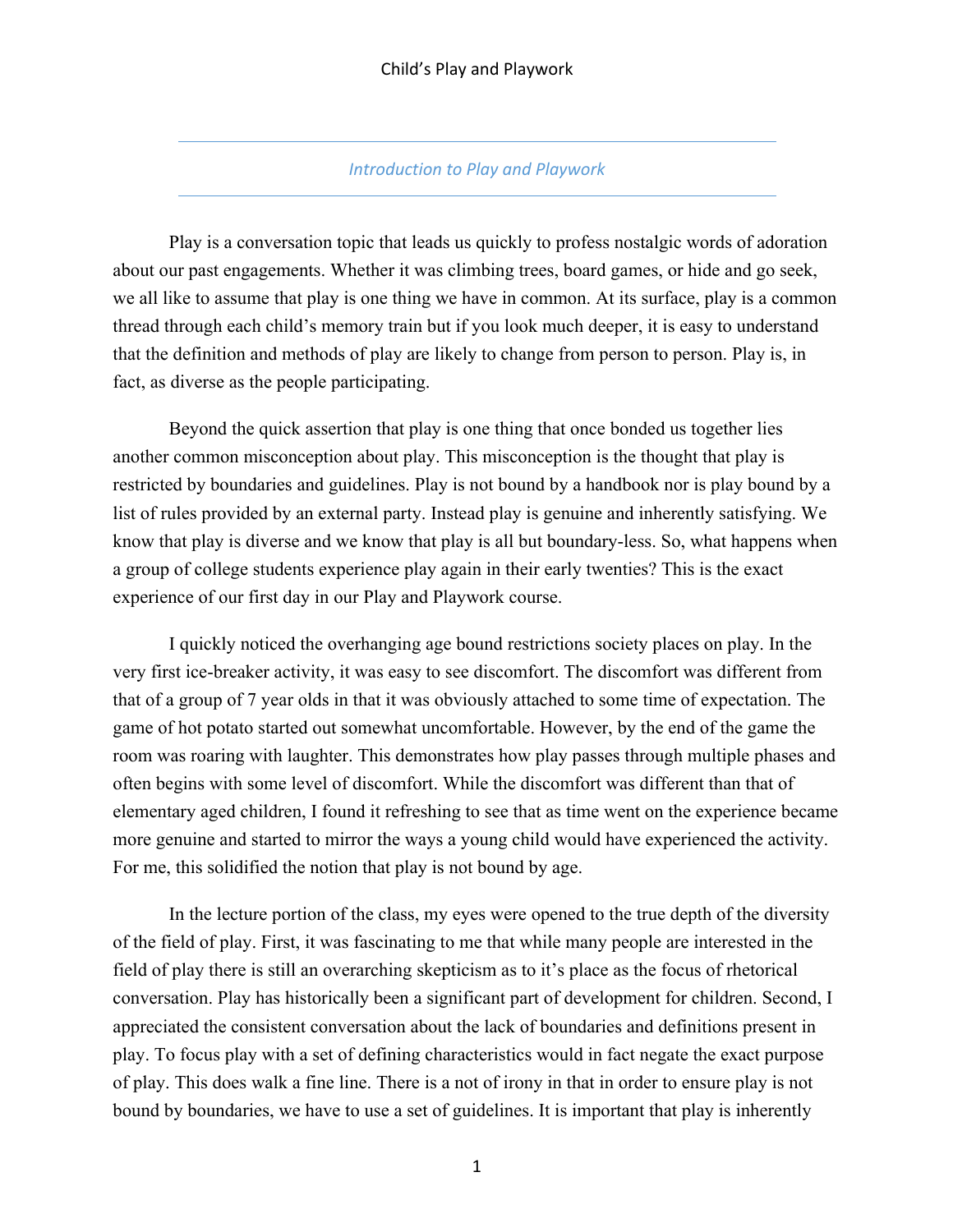## *Introduction to Play and Playwork*

Play is a conversation topic that leads us quickly to profess nostalgic words of adoration about our past engagements. Whether it was climbing trees, board games, or hide and go seek, we all like to assume that play is one thing we have in common. At its surface, play is a common thread through each child's memory train but if you look much deeper, it is easy to understand that the definition and methods of play are likely to change from person to person. Play is, in fact, as diverse as the people participating.

Beyond the quick assertion that play is one thing that once bonded us together lies another common misconception about play. This misconception is the thought that play is restricted by boundaries and guidelines. Play is not bound by a handbook nor is play bound by a list of rules provided by an external party. Instead play is genuine and inherently satisfying. We know that play is diverse and we know that play is all but boundary-less. So, what happens when a group of college students experience play again in their early twenties? This is the exact experience of our first day in our Play and Playwork course.

I quickly noticed the overhanging age bound restrictions society places on play. In the very first ice-breaker activity, it was easy to see discomfort. The discomfort was different from that of a group of 7 year olds in that it was obviously attached to some time of expectation. The game of hot potato started out somewhat uncomfortable. However, by the end of the game the room was roaring with laughter. This demonstrates how play passes through multiple phases and often begins with some level of discomfort. While the discomfort was different than that of elementary aged children, I found it refreshing to see that as time went on the experience became more genuine and started to mirror the ways a young child would have experienced the activity. For me, this solidified the notion that play is not bound by age.

In the lecture portion of the class, my eyes were opened to the true depth of the diversity of the field of play. First, it was fascinating to me that while many people are interested in the field of play there is still an overarching skepticism as to it's place as the focus of rhetorical conversation. Play has historically been a significant part of development for children. Second, I appreciated the consistent conversation about the lack of boundaries and definitions present in play. To focus play with a set of defining characteristics would in fact negate the exact purpose of play. This does walk a fine line. There is a not of irony in that in order to ensure play is not bound by boundaries, we have to use a set of guidelines. It is important that play is inherently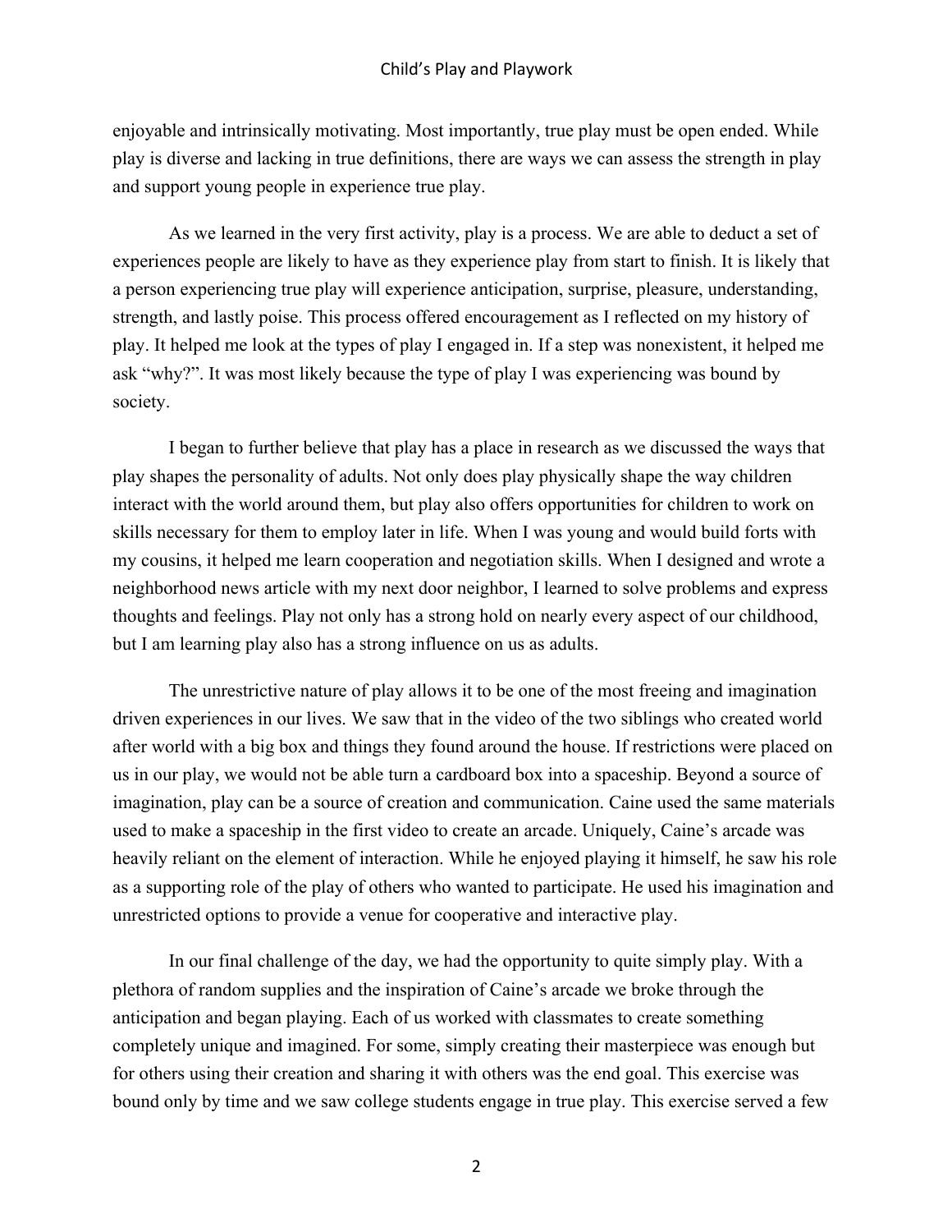enjoyable and intrinsically motivating. Most importantly, true play must be open ended. While play is diverse and lacking in true definitions, there are ways we can assess the strength in play and support young people in experience true play.

As we learned in the very first activity, play is a process. We are able to deduct a set of experiences people are likely to have as they experience play from start to finish. It is likely that a person experiencing true play will experience anticipation, surprise, pleasure, understanding, strength, and lastly poise. This process offered encouragement as I reflected on my history of play. It helped me look at the types of play I engaged in. If a step was nonexistent, it helped me ask "why?". It was most likely because the type of play I was experiencing was bound by society.

I began to further believe that play has a place in research as we discussed the ways that play shapes the personality of adults. Not only does play physically shape the way children interact with the world around them, but play also offers opportunities for children to work on skills necessary for them to employ later in life. When I was young and would build forts with my cousins, it helped me learn cooperation and negotiation skills. When I designed and wrote a neighborhood news article with my next door neighbor, I learned to solve problems and express thoughts and feelings. Play not only has a strong hold on nearly every aspect of our childhood, but I am learning play also has a strong influence on us as adults.

The unrestrictive nature of play allows it to be one of the most freeing and imagination driven experiences in our lives. We saw that in the video of the two siblings who created world after world with a big box and things they found around the house. If restrictions were placed on us in our play, we would not be able turn a cardboard box into a spaceship. Beyond a source of imagination, play can be a source of creation and communication. Caine used the same materials used to make a spaceship in the first video to create an arcade. Uniquely, Caine's arcade was heavily reliant on the element of interaction. While he enjoyed playing it himself, he saw his role as a supporting role of the play of others who wanted to participate. He used his imagination and unrestricted options to provide a venue for cooperative and interactive play.

In our final challenge of the day, we had the opportunity to quite simply play. With a plethora of random supplies and the inspiration of Caine's arcade we broke through the anticipation and began playing. Each of us worked with classmates to create something completely unique and imagined. For some, simply creating their masterpiece was enough but for others using their creation and sharing it with others was the end goal. This exercise was bound only by time and we saw college students engage in true play. This exercise served a few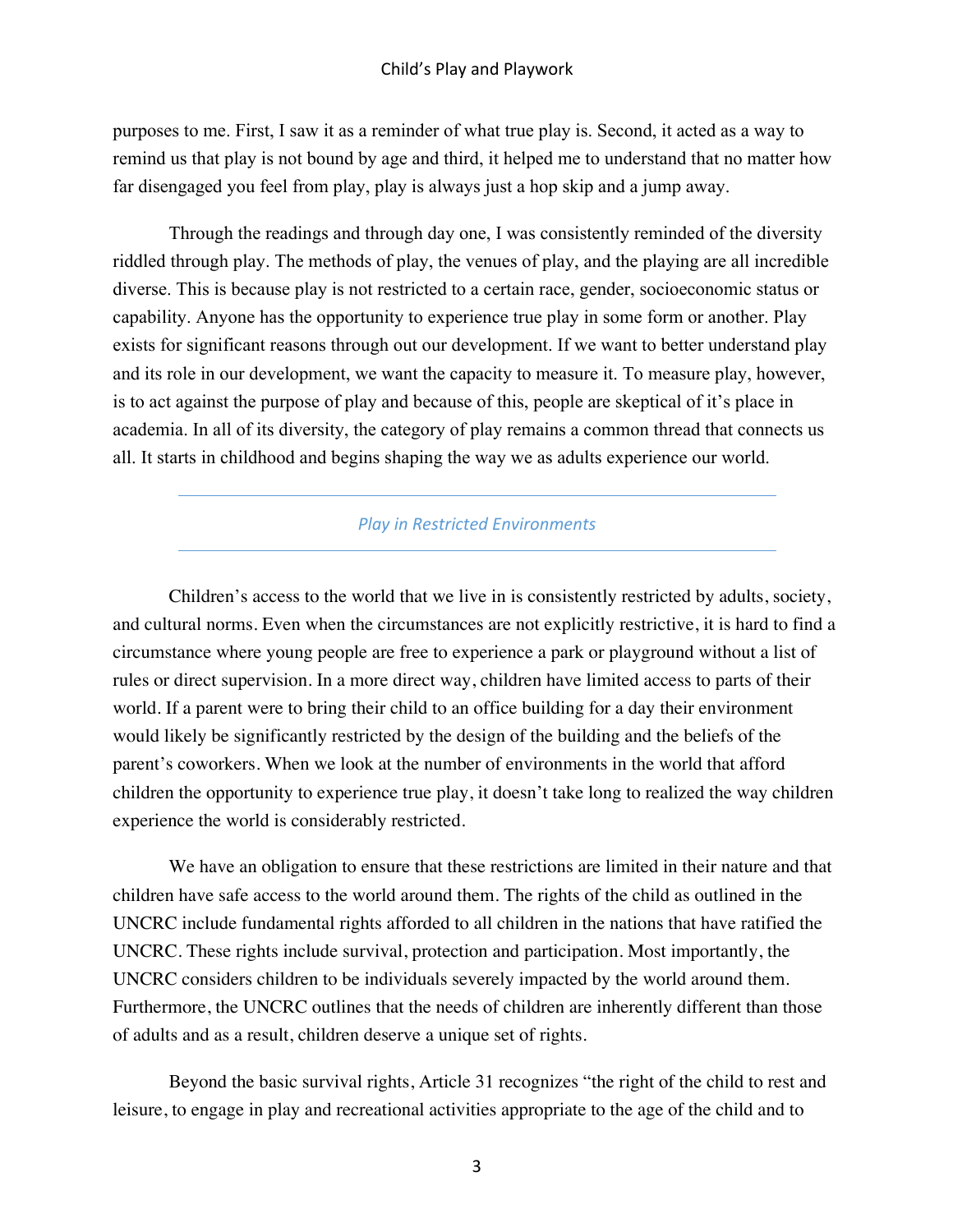purposes to me. First, I saw it as a reminder of what true play is. Second, it acted as a way to remind us that play is not bound by age and third, it helped me to understand that no matter how far disengaged you feel from play, play is always just a hop skip and a jump away.

Through the readings and through day one, I was consistently reminded of the diversity riddled through play. The methods of play, the venues of play, and the playing are all incredible diverse. This is because play is not restricted to a certain race, gender, socioeconomic status or capability. Anyone has the opportunity to experience true play in some form or another. Play exists for significant reasons through out our development. If we want to better understand play and its role in our development, we want the capacity to measure it. To measure play, however, is to act against the purpose of play and because of this, people are skeptical of it's place in academia. In all of its diversity, the category of play remains a common thread that connects us all. It starts in childhood and begins shaping the way we as adults experience our world.

## *Play in Restricted Environments*

Children's access to the world that we live in is consistently restricted by adults, society, and cultural norms. Even when the circumstances are not explicitly restrictive, it is hard to find a circumstance where young people are free to experience a park or playground without a list of rules or direct supervision. In a more direct way, children have limited access to parts of their world. If a parent were to bring their child to an office building for a day their environment would likely be significantly restricted by the design of the building and the beliefs of the parent's coworkers. When we look at the number of environments in the world that afford children the opportunity to experience true play, it doesn't take long to realized the way children experience the world is considerably restricted.

We have an obligation to ensure that these restrictions are limited in their nature and that children have safe access to the world around them. The rights of the child as outlined in the UNCRC include fundamental rights afforded to all children in the nations that have ratified the UNCRC. These rights include survival, protection and participation. Most importantly, the UNCRC considers children to be individuals severely impacted by the world around them. Furthermore, the UNCRC outlines that the needs of children are inherently different than those of adults and as a result, children deserve a unique set of rights.

Beyond the basic survival rights, Article 31 recognizes "the right of the child to rest and leisure, to engage in play and recreational activities appropriate to the age of the child and to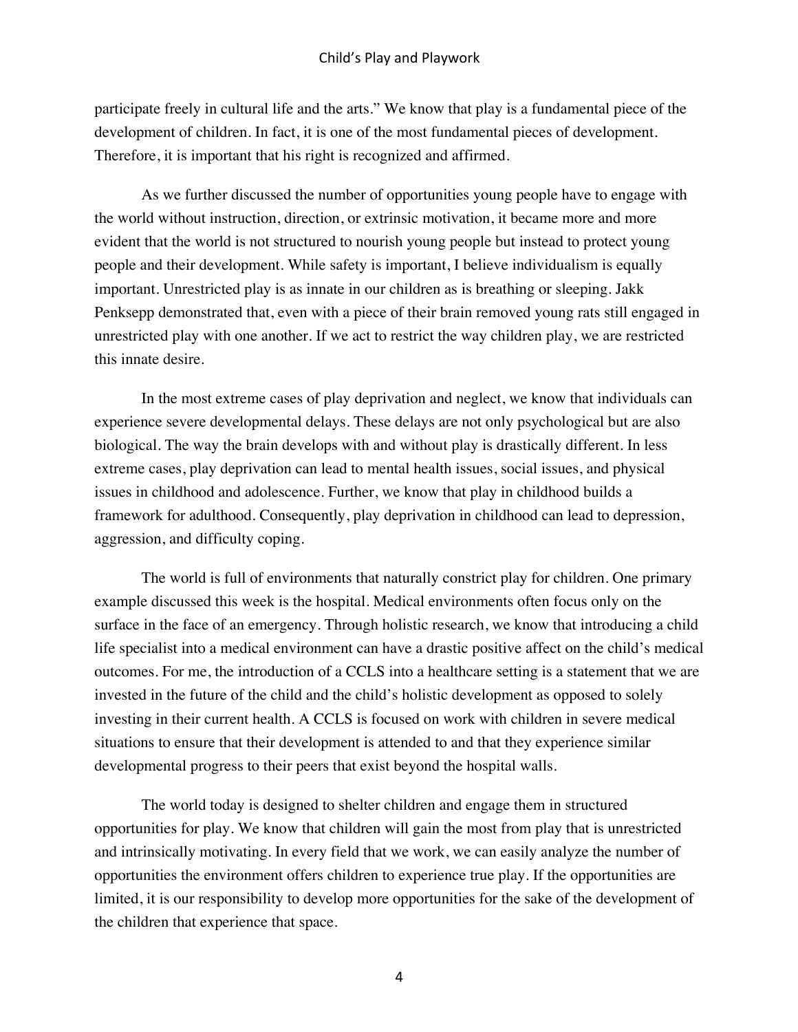participate freely in cultural life and the arts." We know that play is a fundamental piece of the development of children. In fact, it is one of the most fundamental pieces of development. Therefore, it is important that his right is recognized and affirmed.

As we further discussed the number of opportunities young people have to engage with the world without instruction, direction, or extrinsic motivation, it became more and more evident that the world is not structured to nourish young people but instead to protect young people and their development. While safety is important, I believe individualism is equally important. Unrestricted play is as innate in our children as is breathing or sleeping. Jakk Penksepp demonstrated that, even with a piece of their brain removed young rats still engaged in unrestricted play with one another. If we act to restrict the way children play, we are restricted this innate desire.

In the most extreme cases of play deprivation and neglect, we know that individuals can experience severe developmental delays. These delays are not only psychological but are also biological. The way the brain develops with and without play is drastically different. In less extreme cases, play deprivation can lead to mental health issues, social issues, and physical issues in childhood and adolescence. Further, we know that play in childhood builds a framework for adulthood. Consequently, play deprivation in childhood can lead to depression, aggression, and difficulty coping.

The world is full of environments that naturally constrict play for children. One primary example discussed this week is the hospital. Medical environments often focus only on the surface in the face of an emergency. Through holistic research, we know that introducing a child life specialist into a medical environment can have a drastic positive affect on the child's medical outcomes. For me, the introduction of a CCLS into a healthcare setting is a statement that we are invested in the future of the child and the child's holistic development as opposed to solely investing in their current health. A CCLS is focused on work with children in severe medical situations to ensure that their development is attended to and that they experience similar developmental progress to their peers that exist beyond the hospital walls.

The world today is designed to shelter children and engage them in structured opportunities for play. We know that children will gain the most from play that is unrestricted and intrinsically motivating. In every field that we work, we can easily analyze the number of opportunities the environment offers children to experience true play. If the opportunities are limited, it is our responsibility to develop more opportunities for the sake of the development of the children that experience that space.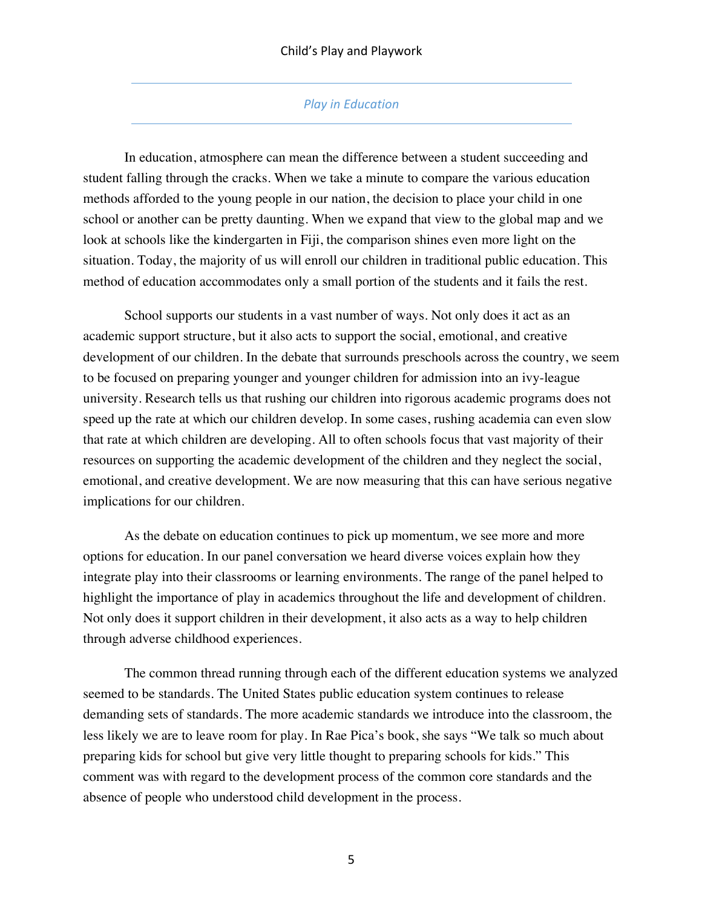## *Play in Education*

In education, atmosphere can mean the difference between a student succeeding and student falling through the cracks. When we take a minute to compare the various education methods afforded to the young people in our nation, the decision to place your child in one school or another can be pretty daunting. When we expand that view to the global map and we look at schools like the kindergarten in Fiji, the comparison shines even more light on the situation. Today, the majority of us will enroll our children in traditional public education. This method of education accommodates only a small portion of the students and it fails the rest.

School supports our students in a vast number of ways. Not only does it act as an academic support structure, but it also acts to support the social, emotional, and creative development of our children. In the debate that surrounds preschools across the country, we seem to be focused on preparing younger and younger children for admission into an ivy-league university. Research tells us that rushing our children into rigorous academic programs does not speed up the rate at which our children develop. In some cases, rushing academia can even slow that rate at which children are developing. All to often schools focus that vast majority of their resources on supporting the academic development of the children and they neglect the social, emotional, and creative development. We are now measuring that this can have serious negative implications for our children.

As the debate on education continues to pick up momentum, we see more and more options for education. In our panel conversation we heard diverse voices explain how they integrate play into their classrooms or learning environments. The range of the panel helped to highlight the importance of play in academics throughout the life and development of children. Not only does it support children in their development, it also acts as a way to help children through adverse childhood experiences.

The common thread running through each of the different education systems we analyzed seemed to be standards. The United States public education system continues to release demanding sets of standards. The more academic standards we introduce into the classroom, the less likely we are to leave room for play. In Rae Pica's book, she says "We talk so much about preparing kids for school but give very little thought to preparing schools for kids." This comment was with regard to the development process of the common core standards and the absence of people who understood child development in the process.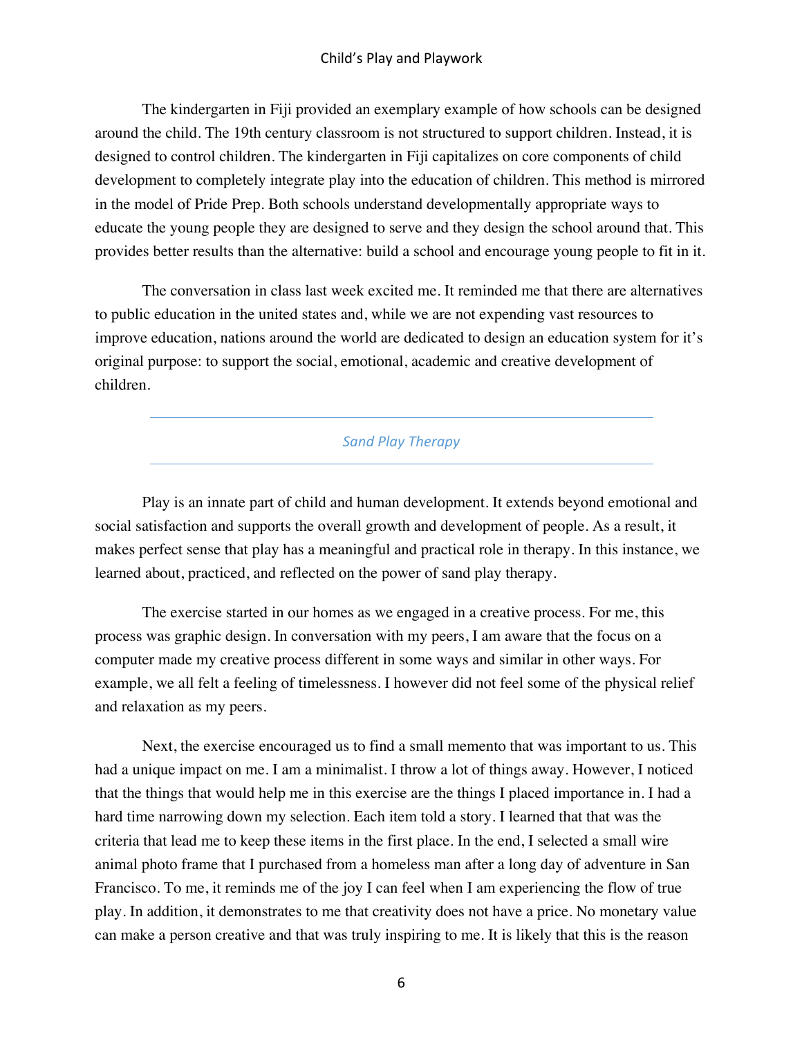The kindergarten in Fiji provided an exemplary example of how schools can be designed around the child. The 19th century classroom is not structured to support children. Instead, it is designed to control children. The kindergarten in Fiji capitalizes on core components of child development to completely integrate play into the education of children. This method is mirrored in the model of Pride Prep. Both schools understand developmentally appropriate ways to educate the young people they are designed to serve and they design the school around that. This provides better results than the alternative: build a school and encourage young people to fit in it.

The conversation in class last week excited me. It reminded me that there are alternatives to public education in the united states and, while we are not expending vast resources to improve education, nations around the world are dedicated to design an education system for it's original purpose: to support the social, emotional, academic and creative development of children.

## *Sand Play Therapy*

Play is an innate part of child and human development. It extends beyond emotional and social satisfaction and supports the overall growth and development of people. As a result, it makes perfect sense that play has a meaningful and practical role in therapy. In this instance, we learned about, practiced, and reflected on the power of sand play therapy.

The exercise started in our homes as we engaged in a creative process. For me, this process was graphic design. In conversation with my peers, I am aware that the focus on a computer made my creative process different in some ways and similar in other ways. For example, we all felt a feeling of timelessness. I however did not feel some of the physical relief and relaxation as my peers.

Next, the exercise encouraged us to find a small memento that was important to us. This had a unique impact on me. I am a minimalist. I throw a lot of things away. However, I noticed that the things that would help me in this exercise are the things I placed importance in. I had a hard time narrowing down my selection. Each item told a story. I learned that that was the criteria that lead me to keep these items in the first place. In the end, I selected a small wire animal photo frame that I purchased from a homeless man after a long day of adventure in San Francisco. To me, it reminds me of the joy I can feel when I am experiencing the flow of true play. In addition, it demonstrates to me that creativity does not have a price. No monetary value can make a person creative and that was truly inspiring to me. It is likely that this is the reason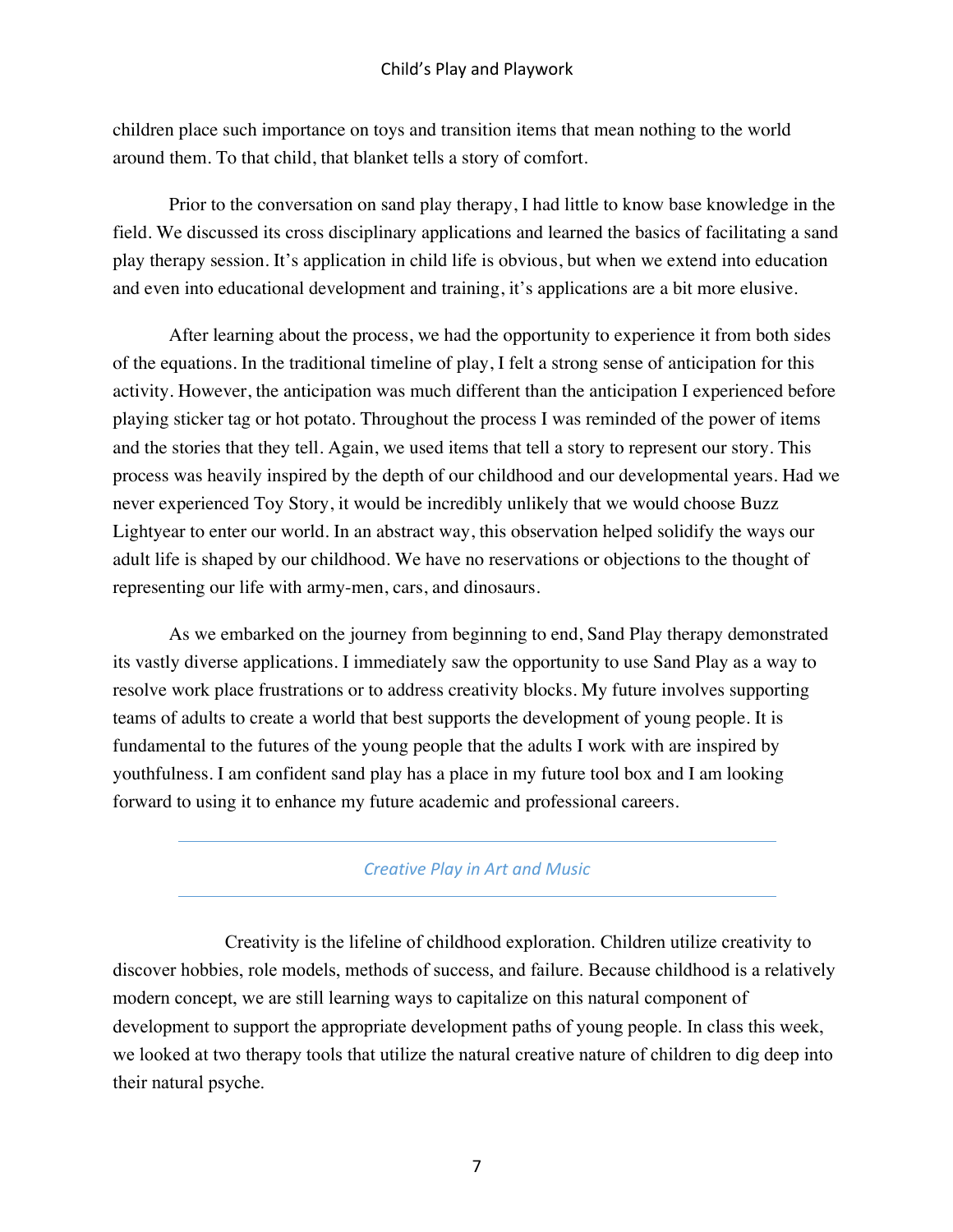children place such importance on toys and transition items that mean nothing to the world around them. To that child, that blanket tells a story of comfort.

Prior to the conversation on sand play therapy, I had little to know base knowledge in the field. We discussed its cross disciplinary applications and learned the basics of facilitating a sand play therapy session. It's application in child life is obvious, but when we extend into education and even into educational development and training, it's applications are a bit more elusive.

After learning about the process, we had the opportunity to experience it from both sides of the equations. In the traditional timeline of play, I felt a strong sense of anticipation for this activity. However, the anticipation was much different than the anticipation I experienced before playing sticker tag or hot potato. Throughout the process I was reminded of the power of items and the stories that they tell. Again, we used items that tell a story to represent our story. This process was heavily inspired by the depth of our childhood and our developmental years. Had we never experienced Toy Story, it would be incredibly unlikely that we would choose Buzz Lightyear to enter our world. In an abstract way, this observation helped solidify the ways our adult life is shaped by our childhood. We have no reservations or objections to the thought of representing our life with army-men, cars, and dinosaurs.

As we embarked on the journey from beginning to end, Sand Play therapy demonstrated its vastly diverse applications. I immediately saw the opportunity to use Sand Play as a way to resolve work place frustrations or to address creativity blocks. My future involves supporting teams of adults to create a world that best supports the development of young people. It is fundamental to the futures of the young people that the adults I work with are inspired by youthfulness. I am confident sand play has a place in my future tool box and I am looking forward to using it to enhance my future academic and professional careers.

## *Creative Play in Art and Music*

Creativity is the lifeline of childhood exploration. Children utilize creativity to discover hobbies, role models, methods of success, and failure. Because childhood is a relatively modern concept, we are still learning ways to capitalize on this natural component of development to support the appropriate development paths of young people. In class this week, we looked at two therapy tools that utilize the natural creative nature of children to dig deep into their natural psyche.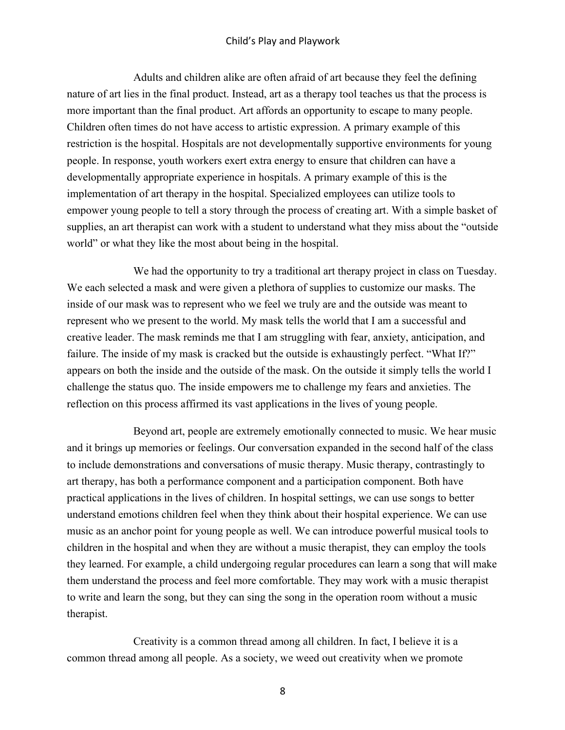Adults and children alike are often afraid of art because they feel the defining nature of art lies in the final product. Instead, art as a therapy tool teaches us that the process is more important than the final product. Art affords an opportunity to escape to many people. Children often times do not have access to artistic expression. A primary example of this restriction is the hospital. Hospitals are not developmentally supportive environments for young people. In response, youth workers exert extra energy to ensure that children can have a developmentally appropriate experience in hospitals. A primary example of this is the implementation of art therapy in the hospital. Specialized employees can utilize tools to empower young people to tell a story through the process of creating art. With a simple basket of supplies, an art therapist can work with a student to understand what they miss about the "outside world" or what they like the most about being in the hospital.

We had the opportunity to try a traditional art therapy project in class on Tuesday. We each selected a mask and were given a plethora of supplies to customize our masks. The inside of our mask was to represent who we feel we truly are and the outside was meant to represent who we present to the world. My mask tells the world that I am a successful and creative leader. The mask reminds me that I am struggling with fear, anxiety, anticipation, and failure. The inside of my mask is cracked but the outside is exhaustingly perfect. "What If?" appears on both the inside and the outside of the mask. On the outside it simply tells the world I challenge the status quo. The inside empowers me to challenge my fears and anxieties. The reflection on this process affirmed its vast applications in the lives of young people.

Beyond art, people are extremely emotionally connected to music. We hear music and it brings up memories or feelings. Our conversation expanded in the second half of the class to include demonstrations and conversations of music therapy. Music therapy, contrastingly to art therapy, has both a performance component and a participation component. Both have practical applications in the lives of children. In hospital settings, we can use songs to better understand emotions children feel when they think about their hospital experience. We can use music as an anchor point for young people as well. We can introduce powerful musical tools to children in the hospital and when they are without a music therapist, they can employ the tools they learned. For example, a child undergoing regular procedures can learn a song that will make them understand the process and feel more comfortable. They may work with a music therapist to write and learn the song, but they can sing the song in the operation room without a music therapist.

Creativity is a common thread among all children. In fact, I believe it is a common thread among all people. As a society, we weed out creativity when we promote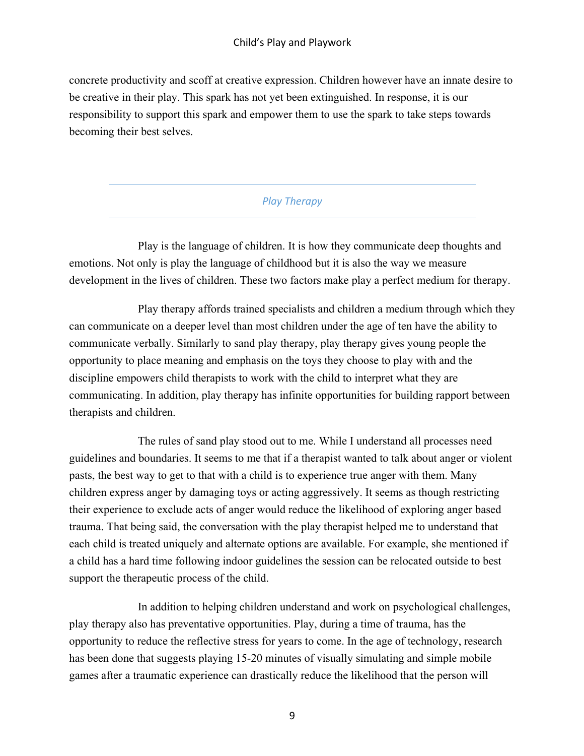concrete productivity and scoff at creative expression. Children however have an innate desire to be creative in their play. This spark has not yet been extinguished. In response, it is our responsibility to support this spark and empower them to use the spark to take steps towards becoming their best selves.

## *Play Therapy*

Play is the language of children. It is how they communicate deep thoughts and emotions. Not only is play the language of childhood but it is also the way we measure development in the lives of children. These two factors make play a perfect medium for therapy.

Play therapy affords trained specialists and children a medium through which they can communicate on a deeper level than most children under the age of ten have the ability to communicate verbally. Similarly to sand play therapy, play therapy gives young people the opportunity to place meaning and emphasis on the toys they choose to play with and the discipline empowers child therapists to work with the child to interpret what they are communicating. In addition, play therapy has infinite opportunities for building rapport between therapists and children.

The rules of sand play stood out to me. While I understand all processes need guidelines and boundaries. It seems to me that if a therapist wanted to talk about anger or violent pasts, the best way to get to that with a child is to experience true anger with them. Many children express anger by damaging toys or acting aggressively. It seems as though restricting their experience to exclude acts of anger would reduce the likelihood of exploring anger based trauma. That being said, the conversation with the play therapist helped me to understand that each child is treated uniquely and alternate options are available. For example, she mentioned if a child has a hard time following indoor guidelines the session can be relocated outside to best support the therapeutic process of the child.

In addition to helping children understand and work on psychological challenges, play therapy also has preventative opportunities. Play, during a time of trauma, has the opportunity to reduce the reflective stress for years to come. In the age of technology, research has been done that suggests playing 15-20 minutes of visually simulating and simple mobile games after a traumatic experience can drastically reduce the likelihood that the person will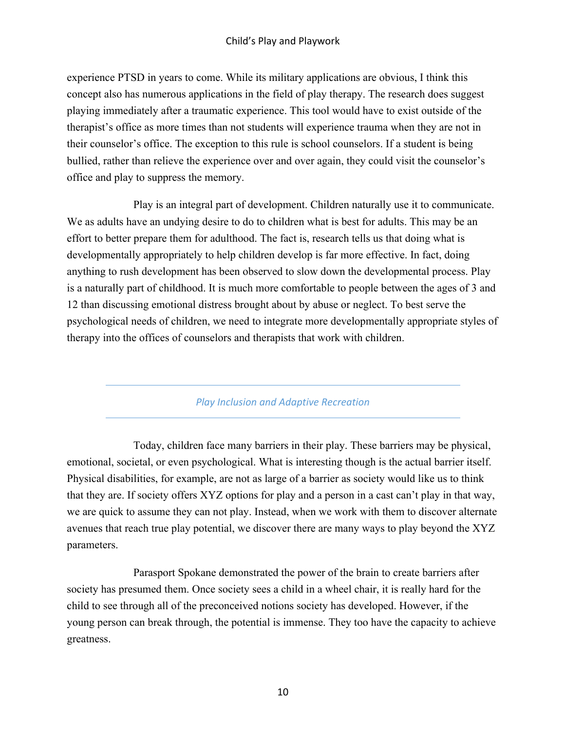experience PTSD in years to come. While its military applications are obvious, I think this concept also has numerous applications in the field of play therapy. The research does suggest playing immediately after a traumatic experience. This tool would have to exist outside of the therapist's office as more times than not students will experience trauma when they are not in their counselor's office. The exception to this rule is school counselors. If a student is being bullied, rather than relieve the experience over and over again, they could visit the counselor's office and play to suppress the memory.

Play is an integral part of development. Children naturally use it to communicate. We as adults have an undying desire to do to children what is best for adults. This may be an effort to better prepare them for adulthood. The fact is, research tells us that doing what is developmentally appropriately to help children develop is far more effective. In fact, doing anything to rush development has been observed to slow down the developmental process. Play is a naturally part of childhood. It is much more comfortable to people between the ages of 3 and 12 than discussing emotional distress brought about by abuse or neglect. To best serve the psychological needs of children, we need to integrate more developmentally appropriate styles of therapy into the offices of counselors and therapists that work with children.

## *Play Inclusion and Adaptive Recreation*

Today, children face many barriers in their play. These barriers may be physical, emotional, societal, or even psychological. What is interesting though is the actual barrier itself. Physical disabilities, for example, are not as large of a barrier as society would like us to think that they are. If society offers XYZ options for play and a person in a cast can't play in that way, we are quick to assume they can not play. Instead, when we work with them to discover alternate avenues that reach true play potential, we discover there are many ways to play beyond the XYZ parameters.

Parasport Spokane demonstrated the power of the brain to create barriers after society has presumed them. Once society sees a child in a wheel chair, it is really hard for the child to see through all of the preconceived notions society has developed. However, if the young person can break through, the potential is immense. They too have the capacity to achieve greatness.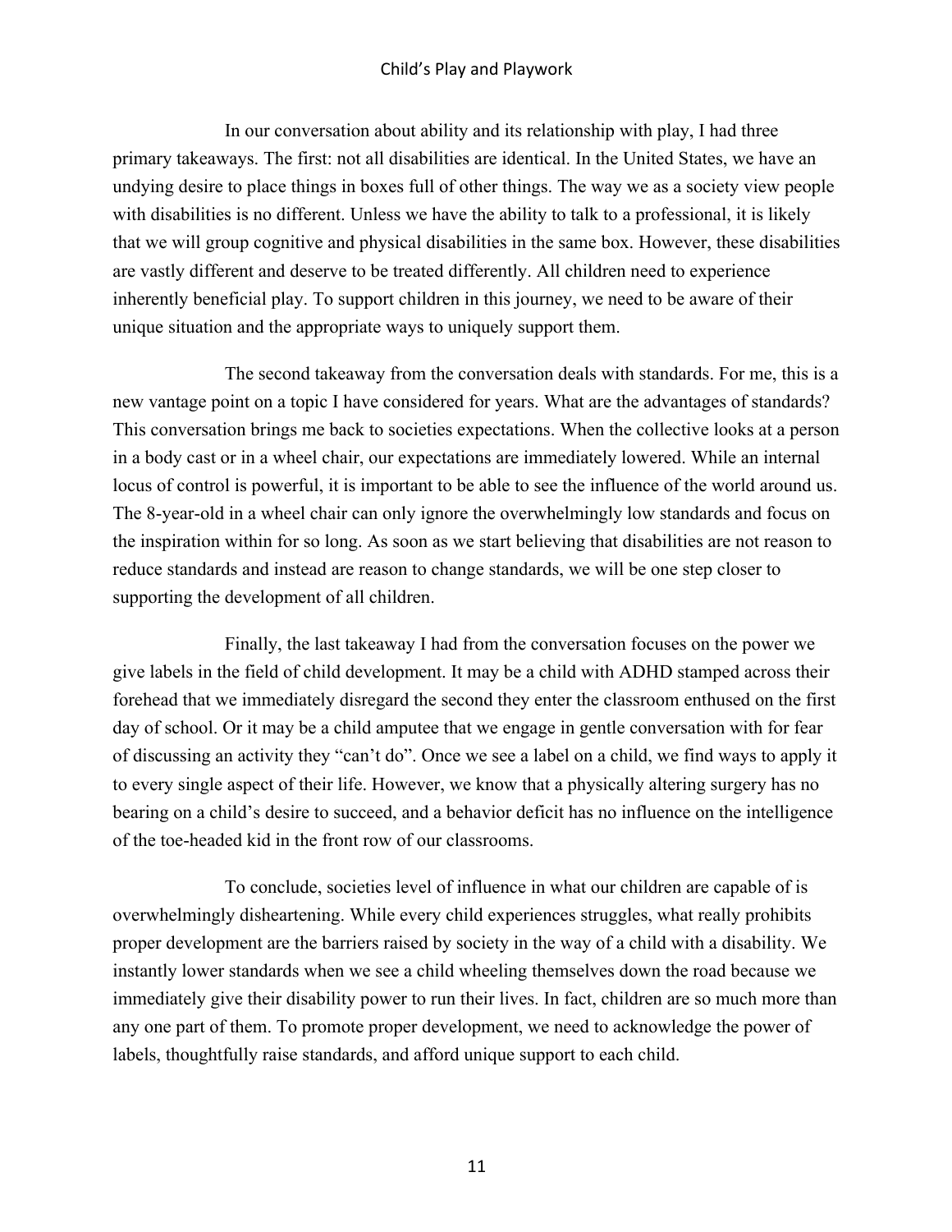In our conversation about ability and its relationship with play, I had three primary takeaways. The first: not all disabilities are identical. In the United States, we have an undying desire to place things in boxes full of other things. The way we as a society view people with disabilities is no different. Unless we have the ability to talk to a professional, it is likely that we will group cognitive and physical disabilities in the same box. However, these disabilities are vastly different and deserve to be treated differently. All children need to experience inherently beneficial play. To support children in this journey, we need to be aware of their unique situation and the appropriate ways to uniquely support them.

The second takeaway from the conversation deals with standards. For me, this is a new vantage point on a topic I have considered for years. What are the advantages of standards? This conversation brings me back to societies expectations. When the collective looks at a person in a body cast or in a wheel chair, our expectations are immediately lowered. While an internal locus of control is powerful, it is important to be able to see the influence of the world around us. The 8-year-old in a wheel chair can only ignore the overwhelmingly low standards and focus on the inspiration within for so long. As soon as we start believing that disabilities are not reason to reduce standards and instead are reason to change standards, we will be one step closer to supporting the development of all children.

Finally, the last takeaway I had from the conversation focuses on the power we give labels in the field of child development. It may be a child with ADHD stamped across their forehead that we immediately disregard the second they enter the classroom enthused on the first day of school. Or it may be a child amputee that we engage in gentle conversation with for fear of discussing an activity they "can't do". Once we see a label on a child, we find ways to apply it to every single aspect of their life. However, we know that a physically altering surgery has no bearing on a child's desire to succeed, and a behavior deficit has no influence on the intelligence of the toe-headed kid in the front row of our classrooms.

To conclude, societies level of influence in what our children are capable of is overwhelmingly disheartening. While every child experiences struggles, what really prohibits proper development are the barriers raised by society in the way of a child with a disability. We instantly lower standards when we see a child wheeling themselves down the road because we immediately give their disability power to run their lives. In fact, children are so much more than any one part of them. To promote proper development, we need to acknowledge the power of labels, thoughtfully raise standards, and afford unique support to each child.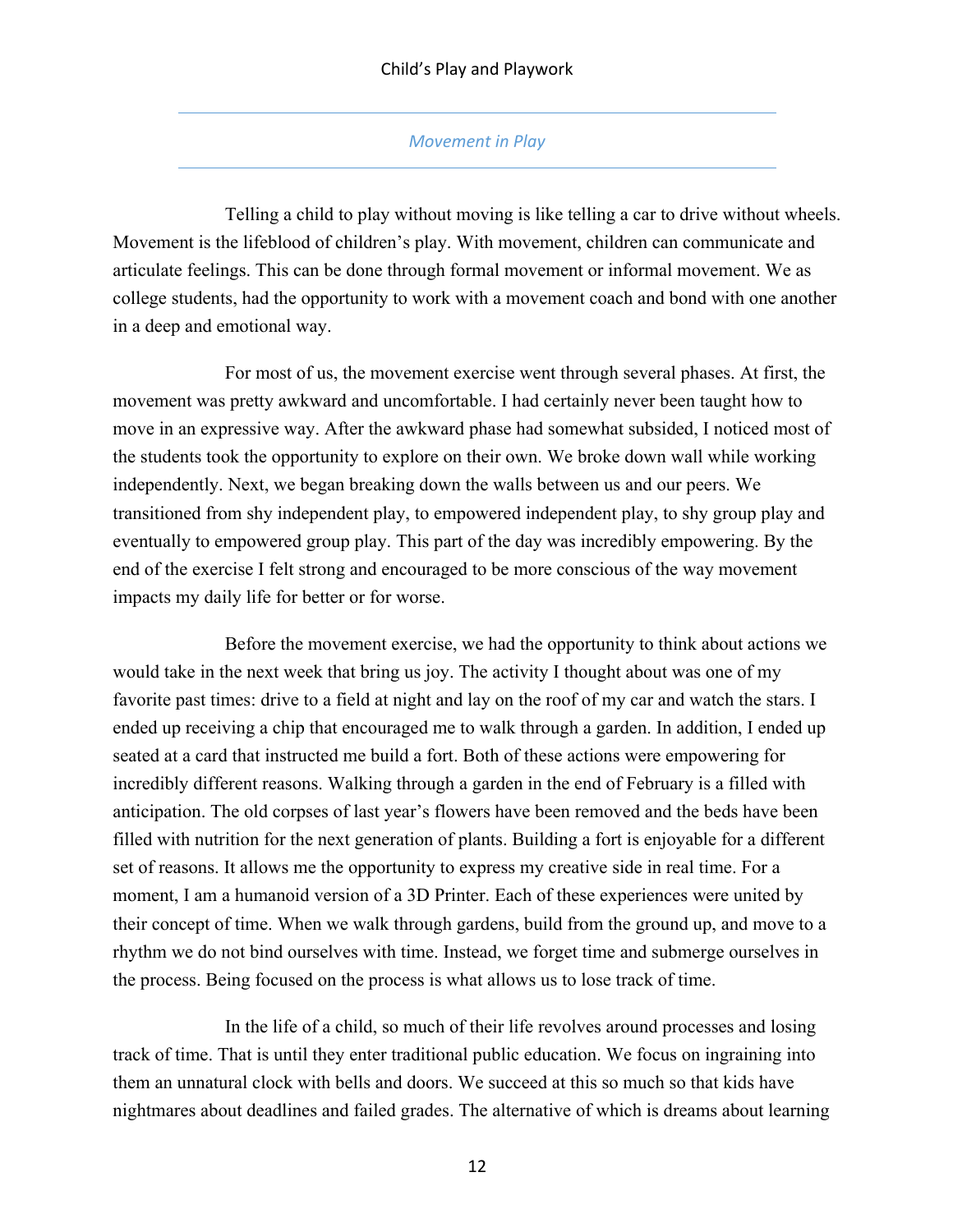*Movement in Play*

Telling a child to play without moving is like telling a car to drive without wheels. Movement is the lifeblood of children's play. With movement, children can communicate and articulate feelings. This can be done through formal movement or informal movement. We as college students, had the opportunity to work with a movement coach and bond with one another in a deep and emotional way.

For most of us, the movement exercise went through several phases. At first, the movement was pretty awkward and uncomfortable. I had certainly never been taught how to move in an expressive way. After the awkward phase had somewhat subsided, I noticed most of the students took the opportunity to explore on their own. We broke down wall while working independently. Next, we began breaking down the walls between us and our peers. We transitioned from shy independent play, to empowered independent play, to shy group play and eventually to empowered group play. This part of the day was incredibly empowering. By the end of the exercise I felt strong and encouraged to be more conscious of the way movement impacts my daily life for better or for worse.

Before the movement exercise, we had the opportunity to think about actions we would take in the next week that bring us joy. The activity I thought about was one of my favorite past times: drive to a field at night and lay on the roof of my car and watch the stars. I ended up receiving a chip that encouraged me to walk through a garden. In addition, I ended up seated at a card that instructed me build a fort. Both of these actions were empowering for incredibly different reasons. Walking through a garden in the end of February is a filled with anticipation. The old corpses of last year's flowers have been removed and the beds have been filled with nutrition for the next generation of plants. Building a fort is enjoyable for a different set of reasons. It allows me the opportunity to express my creative side in real time. For a moment, I am a humanoid version of a 3D Printer. Each of these experiences were united by their concept of time. When we walk through gardens, build from the ground up, and move to a rhythm we do not bind ourselves with time. Instead, we forget time and submerge ourselves in the process. Being focused on the process is what allows us to lose track of time.

In the life of a child, so much of their life revolves around processes and losing track of time. That is until they enter traditional public education. We focus on ingraining into them an unnatural clock with bells and doors. We succeed at this so much so that kids have nightmares about deadlines and failed grades. The alternative of which is dreams about learning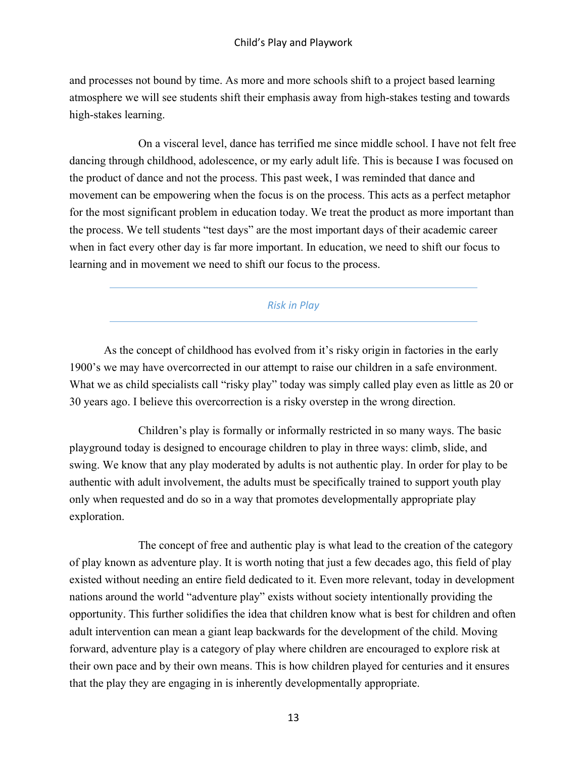and processes not bound by time. As more and more schools shift to a project based learning atmosphere we will see students shift their emphasis away from high-stakes testing and towards high-stakes learning.

On a visceral level, dance has terrified me since middle school. I have not felt free dancing through childhood, adolescence, or my early adult life. This is because I was focused on the product of dance and not the process. This past week, I was reminded that dance and movement can be empowering when the focus is on the process. This acts as a perfect metaphor for the most significant problem in education today. We treat the product as more important than the process. We tell students "test days" are the most important days of their academic career when in fact every other day is far more important. In education, we need to shift our focus to learning and in movement we need to shift our focus to the process.

## *Risk in Play*

As the concept of childhood has evolved from it's risky origin in factories in the early 1900's we may have overcorrected in our attempt to raise our children in a safe environment. What we as child specialists call "risky play" today was simply called play even as little as 20 or 30 years ago. I believe this overcorrection is a risky overstep in the wrong direction.

Children's play is formally or informally restricted in so many ways. The basic playground today is designed to encourage children to play in three ways: climb, slide, and swing. We know that any play moderated by adults is not authentic play. In order for play to be authentic with adult involvement, the adults must be specifically trained to support youth play only when requested and do so in a way that promotes developmentally appropriate play exploration.

The concept of free and authentic play is what lead to the creation of the category of play known as adventure play. It is worth noting that just a few decades ago, this field of play existed without needing an entire field dedicated to it. Even more relevant, today in development nations around the world "adventure play" exists without society intentionally providing the opportunity. This further solidifies the idea that children know what is best for children and often adult intervention can mean a giant leap backwards for the development of the child. Moving forward, adventure play is a category of play where children are encouraged to explore risk at their own pace and by their own means. This is how children played for centuries and it ensures that the play they are engaging in is inherently developmentally appropriate.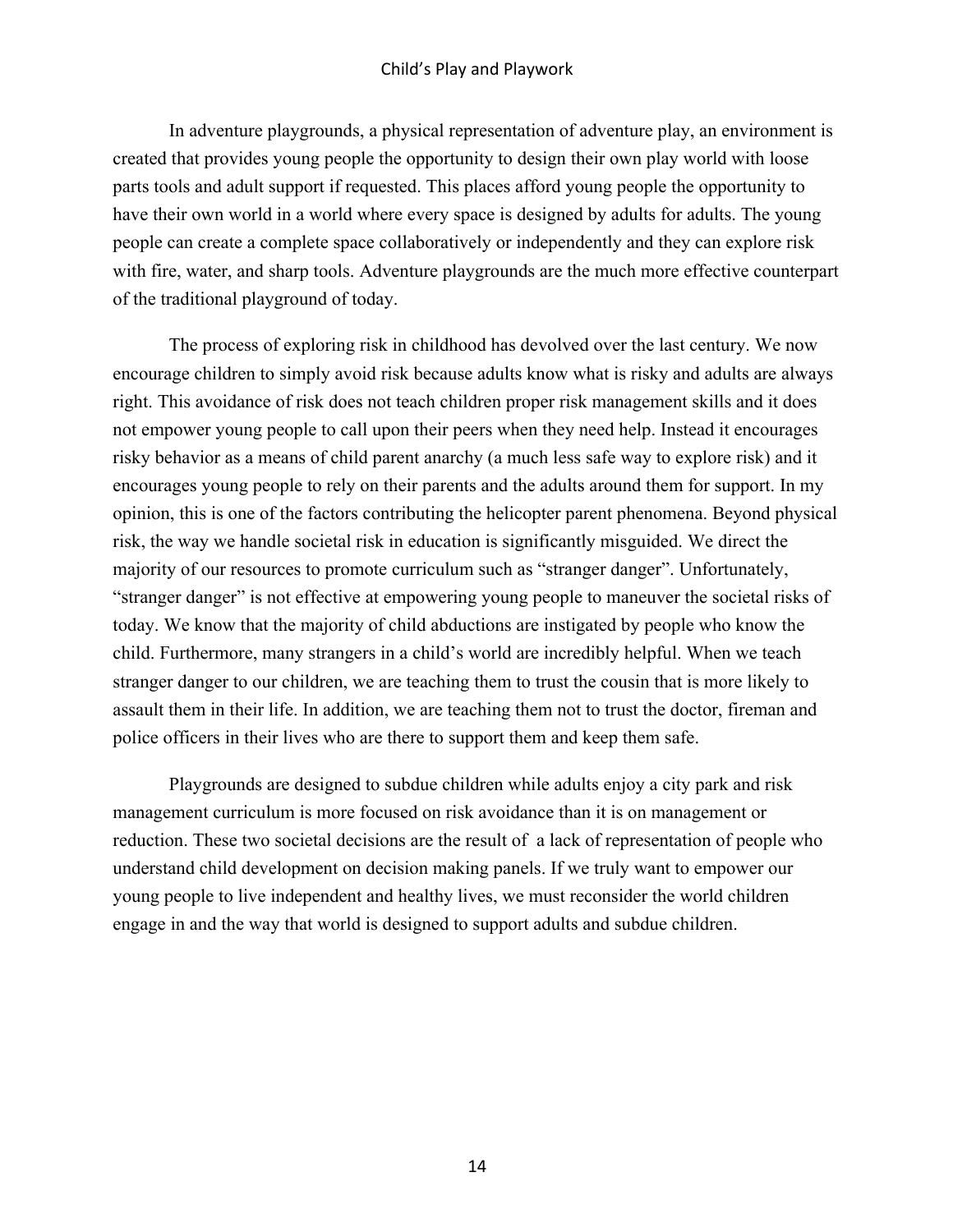In adventure playgrounds, a physical representation of adventure play, an environment is created that provides young people the opportunity to design their own play world with loose parts tools and adult support if requested. This places afford young people the opportunity to have their own world in a world where every space is designed by adults for adults. The young people can create a complete space collaboratively or independently and they can explore risk with fire, water, and sharp tools. Adventure playgrounds are the much more effective counterpart of the traditional playground of today.

The process of exploring risk in childhood has devolved over the last century. We now encourage children to simply avoid risk because adults know what is risky and adults are always right. This avoidance of risk does not teach children proper risk management skills and it does not empower young people to call upon their peers when they need help. Instead it encourages risky behavior as a means of child parent anarchy (a much less safe way to explore risk) and it encourages young people to rely on their parents and the adults around them for support. In my opinion, this is one of the factors contributing the helicopter parent phenomena. Beyond physical risk, the way we handle societal risk in education is significantly misguided. We direct the majority of our resources to promote curriculum such as "stranger danger". Unfortunately, "stranger danger" is not effective at empowering young people to maneuver the societal risks of today. We know that the majority of child abductions are instigated by people who know the child. Furthermore, many strangers in a child's world are incredibly helpful. When we teach stranger danger to our children, we are teaching them to trust the cousin that is more likely to assault them in their life. In addition, we are teaching them not to trust the doctor, fireman and police officers in their lives who are there to support them and keep them safe.

Playgrounds are designed to subdue children while adults enjoy a city park and risk management curriculum is more focused on risk avoidance than it is on management or reduction. These two societal decisions are the result of a lack of representation of people who understand child development on decision making panels. If we truly want to empower our young people to live independent and healthy lives, we must reconsider the world children engage in and the way that world is designed to support adults and subdue children.